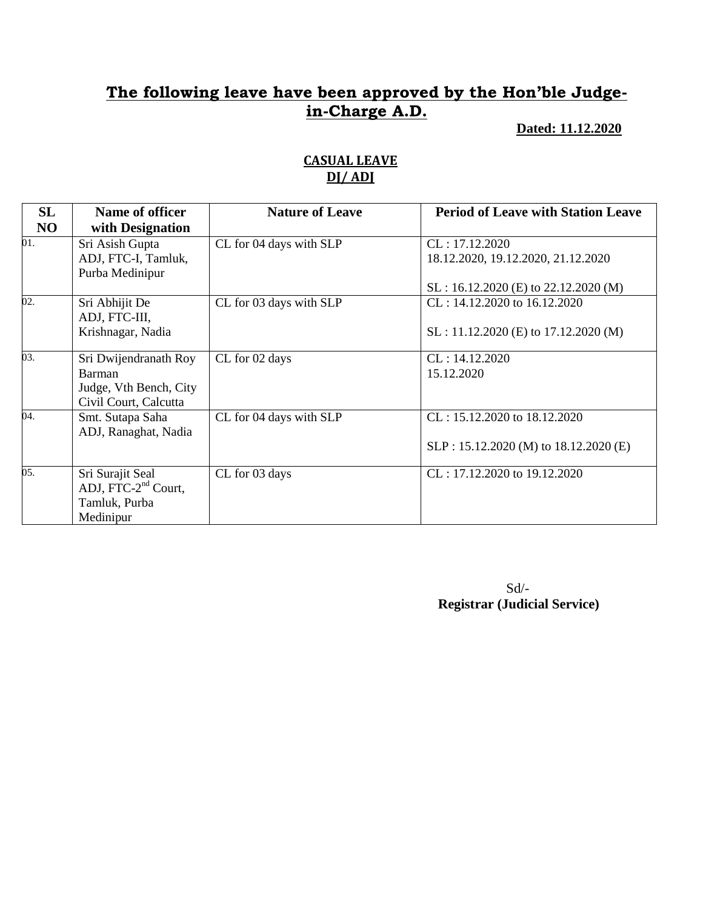# The following leave have been approved by the Hon'ble Judge-in-Charge A.D.

**Dated: 11.12.2020**

## CASUAL LEAVE
## DJ/ ADJ

| SL NO | Name of officer with Designation | Nature of Leave | Period of Leave with Station Leave |
|---|---|---|---|
| 01. | Sri Asish Gupta<br>ADJ, FTC-I, Tamluk, Purba Medinipur | CL for 04 days with SLP | CL : 17.12.2020<br>18.12.2020, 19.12.2020, 21.12.2020<br><br>SL : 16.12.2020 (E) to 22.12.2020 (M) |
| 02. | Sri Abhijit De<br>ADJ, FTC-III, Krishnagar, Nadia | CL for 03 days with SLP | CL : 14.12.2020 to 16.12.2020<br><br>SL : 11.12.2020 (E) to 17.12.2020 (M) |
| 03. | Sri Dwijendranath Roy Barman<br>Judge, Vth Bench, City Civil Court, Calcutta | CL for 02 days | CL : 14.12.2020<br>15.12.2020 |
| 04. | Smt. Sutapa Saha<br>ADJ, Ranaghat, Nadia | CL for 04 days with SLP | CL : 15.12.2020 to 18.12.2020<br><br>SLP : 15.12.2020 (M) to 18.12.2020 (E) |
| 05. | Sri Surajit Seal<br>ADJ, FTC-2nd Court, Tamluk, Purba Medinipur | CL for 03 days | CL : 17.12.2020 to 19.12.2020 |

Sd/-
**Registrar (Judicial Service)**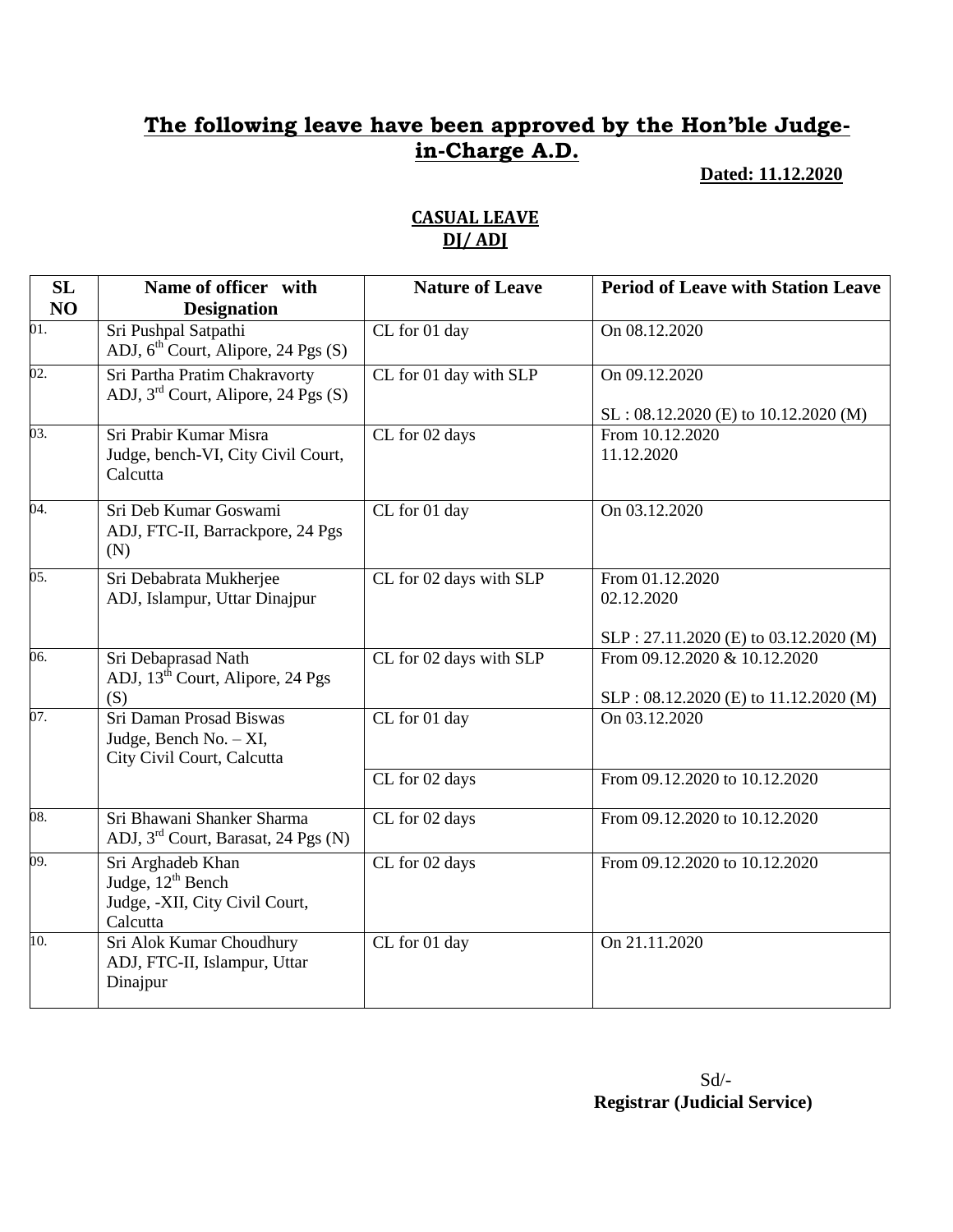## The following leave have been approved by the Hon'ble Judge-in-Charge A.D.

**Dated: 11.12.2020**

**CASUAL LEAVE**
**DJ/ ADJ**

| SL NO | Name of officer with Designation | Nature of Leave | Period of Leave with Station Leave |
|---|---|---|---|
| 01. | Sri Pushpal Satpathi ADJ, 6th Court, Alipore, 24 Pgs (S) | CL for 01 day | On 08.12.2020 |
| 02. | Sri Partha Pratim Chakravorty ADJ, 3rd Court, Alipore, 24 Pgs (S) | CL for 01 day with SLP | On 09.12.2020<br><br>SL : 08.12.2020 (E) to 10.12.2020 (M) |
| 03. | Sri Prabir Kumar Misra Judge, bench-VI, City Civil Court, Calcutta | CL for 02 days | From 10.12.2020<br>11.12.2020 |
| 04. | Sri Deb Kumar Goswami ADJ, FTC-II, Barrackpore, 24 Pgs (N) | CL for 01 day | On 03.12.2020 |
| 05. | Sri Debabrata Mukherjee ADJ, Islampur, Uttar Dinajpur | CL for 02 days with SLP | From 01.12.2020<br>02.12.2020<br><br>SLP : 27.11.2020 (E) to 03.12.2020 (M) |
| 06. | Sri Debaprasad Nath ADJ, 13th Court, Alipore, 24 Pgs (S) | CL for 02 days with SLP | From 09.12.2020 & 10.12.2020<br><br>SLP : 08.12.2020 (E) to 11.12.2020 (M) |
| 07. | Sri Daman Prosad Biswas Judge, Bench No. – XI, City Civil Court, Calcutta | CL for 01 day | On 03.12.2020 |
| | | CL for 02 days | From 09.12.2020 to 10.12.2020 |
| 08. | Sri Bhawani Shanker Sharma ADJ, 3rd Court, Barasat, 24 Pgs (N) | CL for 02 days | From 09.12.2020 to 10.12.2020 |
| 09. | Sri Arghadeb Khan Judge, 12th Bench Judge, -XII, City Civil Court, Calcutta | CL for 02 days | From 09.12.2020 to 10.12.2020 |
| 10. | Sri Alok Kumar Choudhury ADJ, FTC-II, Islampur, Uttar Dinajpur | CL for 01 day | On 21.11.2020 |

Sd/-
**Registrar (Judicial Service)**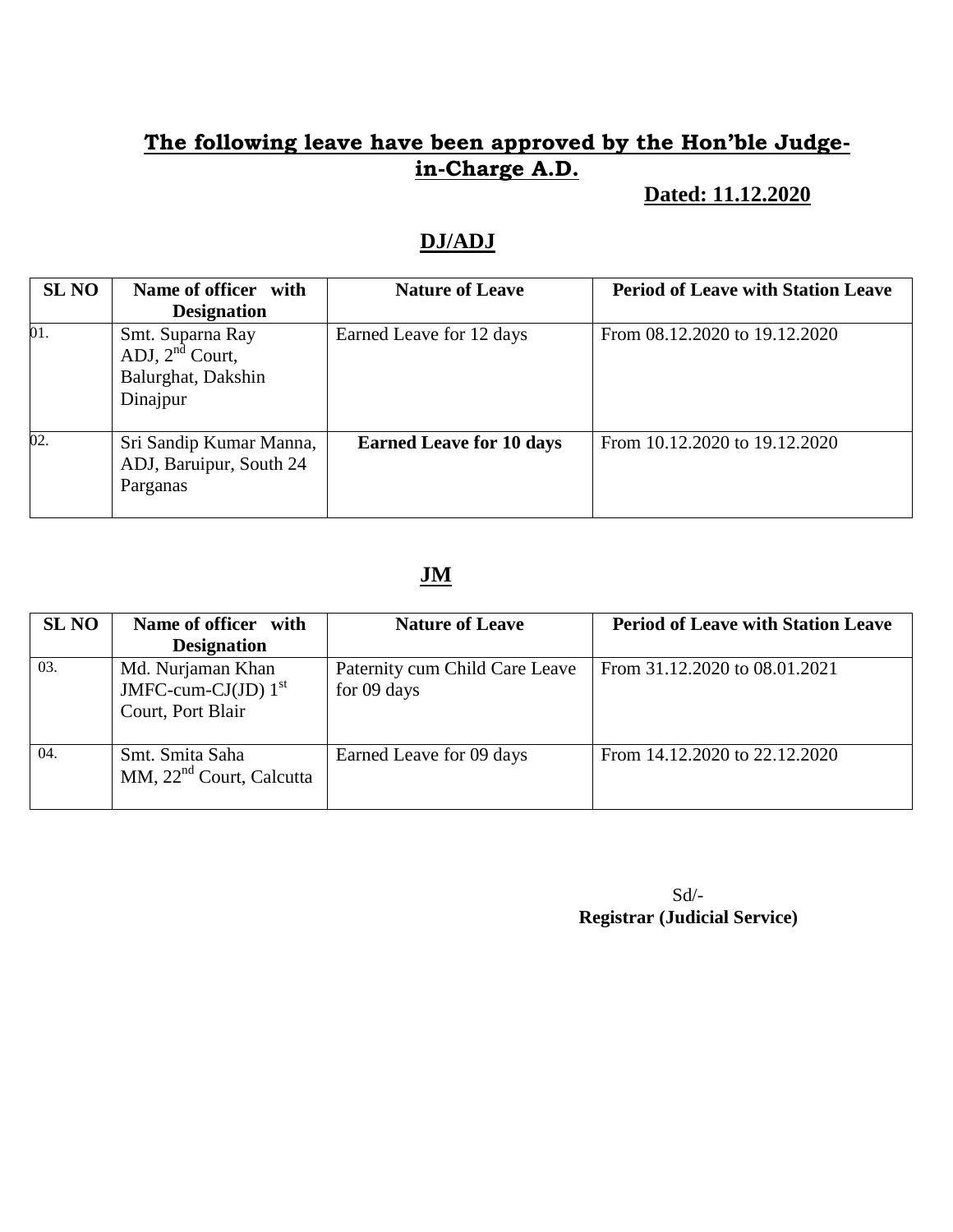## The following leave have been approved by the Hon'ble Judge-in-Charge A.D.

**Dated: 11.12.2020**

### DJ/ADJ

| SL NO | Name of officer with Designation | Nature of Leave | Period of Leave with Station Leave |
|---|---|---|---|
| 01. | Smt. Suparna Ray ADJ, 2nd Court, Balurghat, Dakshin Dinajpur | Earned Leave for 12 days | From 08.12.2020 to 19.12.2020 |
| 02. | Sri Sandip Kumar Manna, ADJ, Baruipur, South 24 Parganas | **Earned Leave for 10 days** | From 10.12.2020 to 19.12.2020 |

### JM

| SL NO | Name of officer with Designation | Nature of Leave | Period of Leave with Station Leave |
|---|---|---|---|
| 03. | Md. Nurjaman Khan JMFC-cum-CJ(JD) 1st Court, Port Blair | Paternity cum Child Care Leave for 09 days | From 31.12.2020 to 08.01.2021 |
| 04. | Smt. Smita Saha MM, 22nd Court, Calcutta | Earned Leave for 09 days | From 14.12.2020 to 22.12.2020 |

Sd/-
**Registrar (Judicial Service)**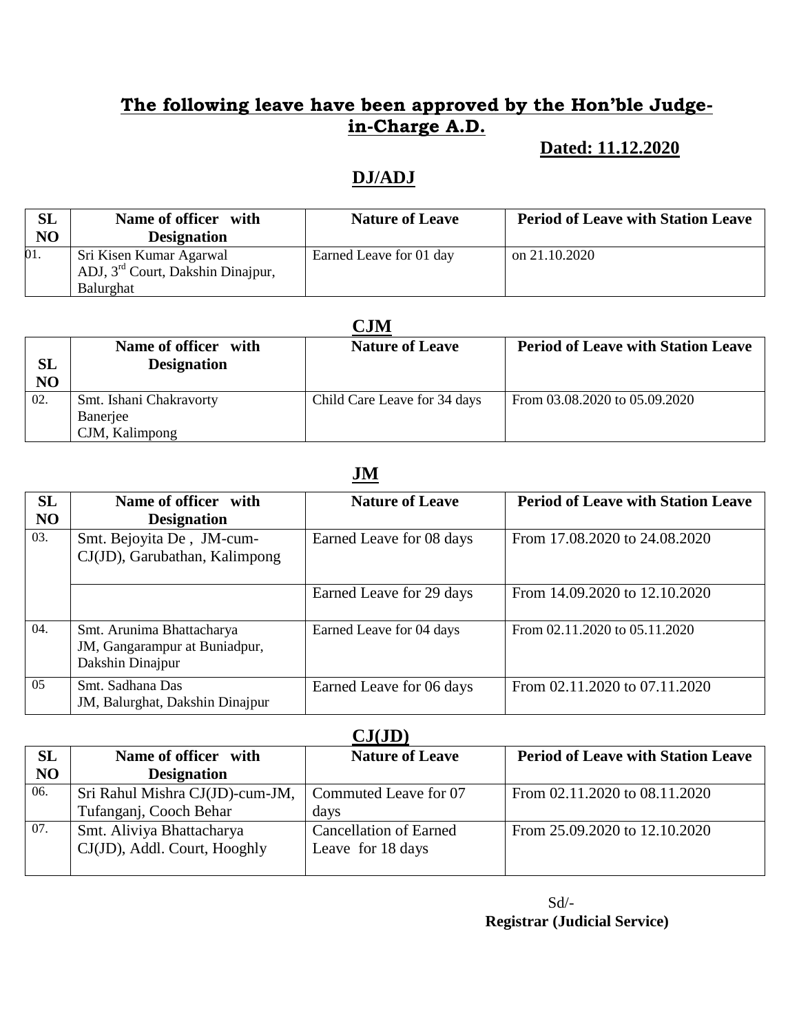## The following leave have been approved by the Hon'ble Judge-in-Charge A.D.

**Dated: 11.12.2020**

### DJ/ADJ

| SL NO | Name of officer with Designation | Nature of Leave | Period of Leave with Station Leave |
|---|---|---|---|
| 01. | Sri Kisen Kumar Agarwal ADJ, 3rd Court, Dakshin Dinajpur, Balurghat | Earned Leave for 01 day | on 21.10.2020 |

### CJM

| SL NO | Name of officer with Designation | Nature of Leave | Period of Leave with Station Leave |
|---|---|---|---|
| 02. | Smt. Ishani Chakravorty Banerjee CJM, Kalimpong | Child Care Leave for 34 days | From 03.08.2020 to 05.09.2020 |

### JM

| SL NO | Name of officer with Designation | Nature of Leave | Period of Leave with Station Leave |
|---|---|---|---|
| 03. | Smt. Bejoyita De , JM-cum-CJ(JD), Garubathan, Kalimpong | Earned Leave for 08 days | From 17.08.2020 to 24.08.2020 |
| | | Earned Leave for 29 days | From 14.09.2020 to 12.10.2020 |
| 04. | Smt. Arunima Bhattacharya JM, Gangarampur at Buniadpur, Dakshin Dinajpur | Earned Leave for 04 days | From 02.11.2020 to 05.11.2020 |
| 05 | Smt. Sadhana Das JM, Balurghat, Dakshin Dinajpur | Earned Leave for 06 days | From 02.11.2020 to 07.11.2020 |

### CJ(JD)

| SL NO | Name of officer with Designation | Nature of Leave | Period of Leave with Station Leave |
|---|---|---|---|
| 06. | Sri Rahul Mishra CJ(JD)-cum-JM, Tufanganj, Cooch Behar | Commuted Leave for 07 days | From 02.11.2020 to 08.11.2020 |
| 07. | Smt. Aliviya Bhattacharya CJ(JD), Addl. Court, Hooghly | Cancellation of Earned Leave for 18 days | From 25.09.2020 to 12.10.2020 |

Sd/-

**Registrar (Judicial Service)**